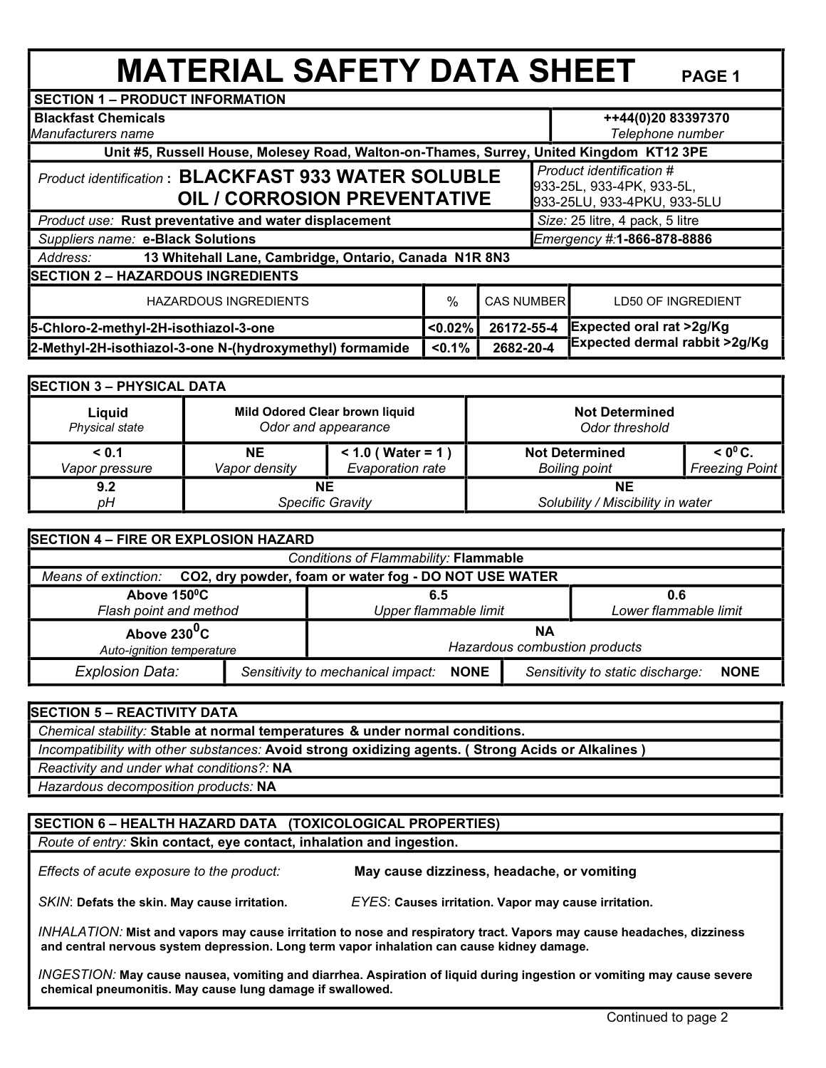# MATERIAL SAFETY DATA SHEET

PAGE 1

## SECTION 1 – PRODUCT INFORMATION

| | |
|---|---|
| **Blackfast Chemicals**<br>*Manufacturers name* | **++44(0)20 83397370**<br>*Telephone number* |
| **Unit #5, Russell House, Molesey Road, Walton-on-Thames, Surrey, United Kingdom KT12 3PE** | |
| *Product identification* : **BLACKFAST 933 WATER SOLUBLE OIL / CORROSION PREVENTATIVE** | *Product identification #*<br>933-25L, 933-4PK, 933-5L, 933-25LU, 933-4PKU, 933-5LU |
| *Product use:* **Rust preventative and water displacement** | *Size:* 25 litre, 4 pack, 5 litre |
| *Suppliers name:* **e-Black Solutions** | *Emergency #:* **1-866-878-8886** |
| *Address:* **13 Whitehall Lane, Cambridge, Ontario, Canada N1R 8N3** | |

## SECTION 2 – HAZARDOUS INGREDIENTS

| HAZARDOUS INGREDIENTS | % | CAS NUMBER | LD50 OF INGREDIENT |
|---|---|---|---|
| **5-Chloro-2-methyl-2H-isothiazol-3-one** | **<0.02%** | **26172-55-4** | **Expected oral rat >2g/Kg** |
| **2-Methyl-2H-isothiazol-3-one N-(hydroxymethyl) formamide** | **<0.1%** | **2682-20-4** | **Expected dermal rabbit >2g/Kg** |

## SECTION 3 – PHYSICAL DATA

| | | | | |
|---|---|---|---|---|
| **Liquid**<br>*Physical state* | **Mild Odored Clear brown liquid**<br>*Odor and appearance* | | **Not Determined**<br>*Odor threshold* | |
| **< 0.1**<br>*Vapor pressure* | **NE**<br>*Vapor density* | **< 1.0 ( Water = 1 )**<br>*Evaporation rate* | **Not Determined**<br>*Boiling point* | **< $0^0$ C.**<br>*Freezing Point* |
| **9.2**<br>*pH* | **NE**<br>*Specific Gravity* | | **NE**<br>*Solubility / Miscibility in water* | |

## SECTION 4 – FIRE OR EXPLOSION HAZARD

*Conditions of Flammability:* **Flammable**

*Means of extinction:* **CO2, dry powder, foam or water fog - DO NOT USE WATER**

| | | |
|---|---|---|
| **Above $150^0$C**<br>*Flash point and method* | **6.5**<br>*Upper flammable limit* | **0.6**<br>*Lower flammable limit* |
| **Above $230^0$C**<br>*Auto-ignition temperature* | **NA**<br>*Hazardous combustion products* | |

*Explosion Data:* *Sensitivity to mechanical impact:* **NONE** *Sensitivity to static discharge:* **NONE**

## SECTION 5 – REACTIVITY DATA

*Chemical stability:* **Stable at normal temperatures & under normal conditions.**

*Incompatibility with other substances:* **Avoid strong oxidizing agents. ( Strong Acids or Alkalines )**

*Reactivity and under what conditions?:* **NA**

*Hazardous decomposition products:* **NA**

## SECTION 6 – HEALTH HAZARD DATA (TOXICOLOGICAL PROPERTIES)

*Route of entry:* **Skin contact, eye contact, inhalation and ingestion.**

*Effects of acute exposure to the product:* **May cause dizziness, headache, or vomiting**

*SKIN*: **Defats the skin. May cause irritation.**

*EYES*: **Causes irritation. Vapor may cause irritation.**

*INHALATION:* **Mist and vapors may cause irritation to nose and respiratory tract. Vapors may cause headaches, dizziness and central nervous system depression. Long term vapor inhalation can cause kidney damage.**

*INGESTION:* **May cause nausea, vomiting and diarrhea. Aspiration of liquid during ingestion or vomiting may cause severe chemical pneumonitis. May cause lung damage if swallowed.**

Continued to page 2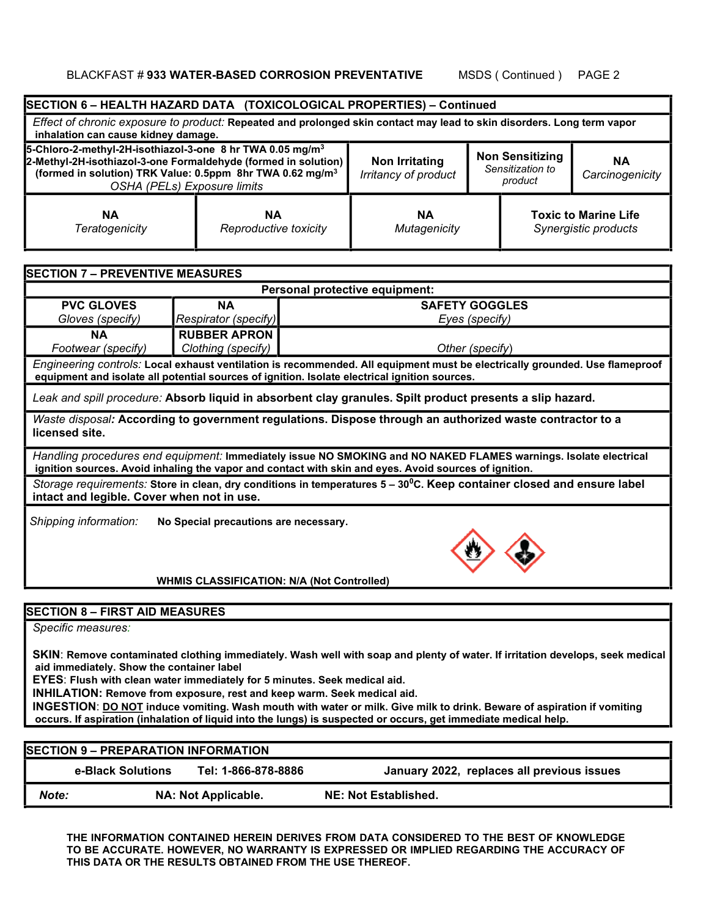## SECTION 6 – HEALTH HAZARD DATA (TOXICOLOGICAL PROPERTIES) – Continued

*Effect of chronic exposure to product:* **Repeated and prolonged skin contact may lead to skin disorders. Long term vapor inhalation can cause kidney damage.**

| | | | |
|---|---|---|---|
| **5-Chloro-2-methyl-2H-isothiazol-3-one 8 hr TWA 0.05 mg/m³ 2-Methyl-2H-isothiazol-3-one Formaldehyde (formed in solution) (formed in solution) TRK Value: 0.5ppm 8hr TWA 0.62 mg/m³** *OSHA (PELs) Exposure limits* | **Non Irritating** *Irritancy of product* | **Non Sensitizing** *Sensitization to product* | **NA** *Carcinogenicity* |
| **NA** *Teratogenicity* | **NA** *Reproductive toxicity* | **NA** *Mutagenicity* | **Toxic to Marine Life** *Synergistic products* |

## SECTION 7 – PREVENTIVE MEASURES

**Personal protective equipment:**

| | | |
|---|---|---|
| **PVC GLOVES** *Gloves (specify)* | **NA** *Respirator (specify)* | **SAFETY GOGGLES** *Eyes (specify)* |
| **NA** *Footwear (specify)* | **RUBBER APRON** *Clothing (specify)* | *Other (specify)* |

*Engineering controls:* **Local exhaust ventilation is recommended. All equipment must be electrically grounded. Use flameproof equipment and isolate all potential sources of ignition. Isolate electrical ignition sources.**

*Leak and spill procedure:* **Absorb liquid in absorbent clay granules. Spilt product presents a slip hazard.**

*Waste disposal:* **According to government regulations. Dispose through an authorized waste contractor to a licensed site.**

*Handling procedures end equipment:* **Immediately issue NO SMOKING and NO NAKED FLAMES warnings. Isolate electrical ignition sources. Avoid inhaling the vapor and contact with skin and eyes. Avoid sources of ignition.**

*Storage requirements:* **Store in clean, dry conditions in temperatures 5 – 30⁰C. Keep container closed and ensure label intact and legible. Cover when not in use.**

*Shipping information:* **No Special precautions are necessary.**

**WHMIS CLASSIFICATION: N/A (Not Controlled)**

## SECTION 8 – FIRST AID MEASURES

*Specific measures:*

**SKIN**: **Remove contaminated clothing immediately. Wash well with soap and plenty of water. If irritation develops, seek medical aid immediately. Show the container label**

**EYES**: **Flush with clean water immediately for 5 minutes. Seek medical aid.**

**INHILATION: Remove from exposure, rest and keep warm. Seek medical aid.**

**INGESTION**: **DO NOT induce vomiting. Wash mouth with water or milk. Give milk to drink. Beware of aspiration if vomiting occurs. If aspiration (inhalation of liquid into the lungs) is suspected or occurs, get immediate medical help.**

## SECTION 9 – PREPARATION INFORMATION

**e-Black Solutions** **Tel: 1-866-878-8886** **January 2022, replaces all previous issues**

***Note:*** **NA: Not Applicable.** **NE: Not Established.**

**THE INFORMATION CONTAINED HEREIN DERIVES FROM DATA CONSIDERED TO THE BEST OF KNOWLEDGE TO BE ACCURATE. HOWEVER, NO WARRANTY IS EXPRESSED OR IMPLIED REGARDING THE ACCURACY OF THIS DATA OR THE RESULTS OBTAINED FROM THE USE THEREOF.**